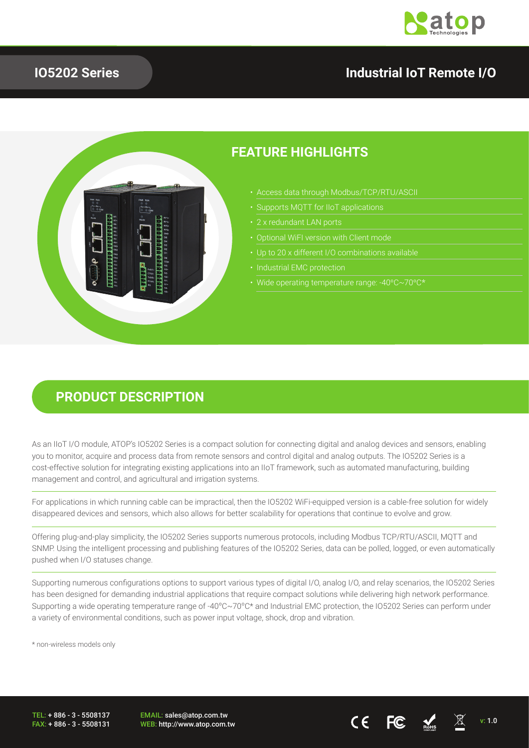# IO5202 Series

## Industrial IoT Remote I/O

## FEATURE HIGHLIGHTS

- Access data through Modbus/TCP/RTU/ASCII
- Supports MQTT for IIoT applications
- 2 x redundant LAN ports
- Optional WiFI version with Client mode
- Up to 20 x different I/O combinations available
- Industrial EMC protection
- Wide operating temperature range: -40°C~70°C*

## PRODUCT DESCRIPTION

As an IIoT I/O module, ATOP's IO5202 Series is a compact solution for connecting digital and analog devices and sensors, enabling you to monitor, acquire and process data from remote sensors and control digital and analog outputs. The IO5202 Series is a cost-effective solution for integrating existing applications into an IIoT framework, such as automated manufacturing, building management and control, and agricultural and irrigation systems.

For applications in which running cable can be impractical, then the IO5202 WiFi-equipped version is a cable-free solution for widely disappeared devices and sensors, which also allows for better scalability for operations that continue to evolve and grow.

Offering plug-and-play simplicity, the IO5202 Series supports numerous protocols, including Modbus TCP/RTU/ASCII, MQTT and SNMP. Using the intelligent processing and publishing features of the IO5202 Series, data can be polled, logged, or even automatically pushed when I/O statuses change.

Supporting numerous configurations options to support various types of digital I/O, analog I/O, and relay scenarios, the IO5202 Series has been designed for demanding industrial applications that require compact solutions while delivering high network performance. Supporting a wide operating temperature range of -40°C~70°C* and Industrial EMC protection, the IO5202 Series can perform under a variety of environmental conditions, such as power input voltage, shock, drop and vibration.

\* non-wireless models only

TEL: + 886 - 3 - 5508137
FAX: + 886 - 3 - 5508131

EMAIL: sales@atop.com.tw
WEB: http://www.atop.com.tw

v: 1.0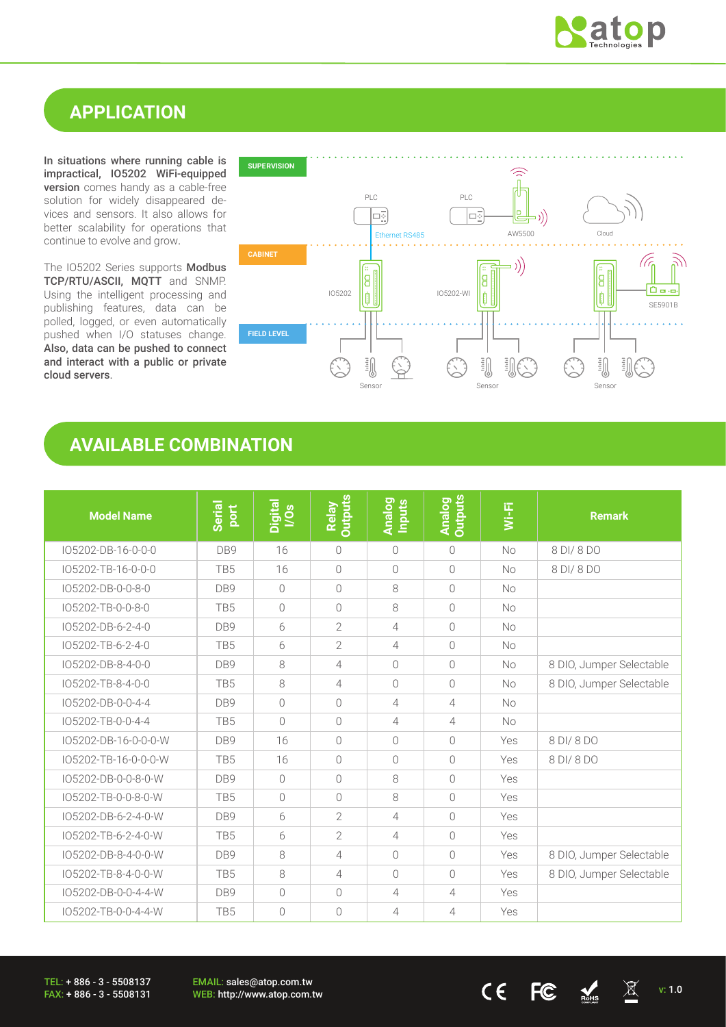## APPLICATION

**In situations where running cable is impractical, IO5202 WiFi-equipped version** comes handy as a cable-free solution for widely disappeared devices and sensors. It also allows for better scalability for operations that continue to evolve and grow.

The IO5202 Series supports **Modbus TCP/RTU/ASCII, MQTT** and SNMP. Using the intelligent processing and publishing features, data can be polled, logged, or even automatically pushed when I/O statuses change. **Also, data can be pushed to connect and interact with a public or private cloud servers**.

SUPERVISION

PLC | PLC | AW5500 | Cloud

Ethernet RS485

CABINET

IO5202 | IO5202-WI | SE5901B

FIELD LEVEL

Sensor | Sensor | Sensor

## AVAILABLE COMBINATION

| Model Name | Serial port | Digital I/Os | Relay Outputs | Analog Inputs | Analog Outputs | Wi-Fi | Remark |
|---|---|---|---|---|---|---|---|
| IO5202-DB-16-0-0-0 | DB9 | 16 | 0 | 0 | 0 | No | 8 DI/ 8 DO |
| IO5202-TB-16-0-0-0 | TB5 | 16 | 0 | 0 | 0 | No | 8 DI/ 8 DO |
| IO5202-DB-0-0-8-0 | DB9 | 0 | 0 | 8 | 0 | No | |
| IO5202-TB-0-0-8-0 | TB5 | 0 | 0 | 8 | 0 | No | |
| IO5202-DB-6-2-4-0 | DB9 | 6 | 2 | 4 | 0 | No | |
| IO5202-TB-6-2-4-0 | TB5 | 6 | 2 | 4 | 0 | No | |
| IO5202-DB-8-4-0-0 | DB9 | 8 | 4 | 0 | 0 | No | 8 DIO, Jumper Selectable |
| IO5202-TB-8-4-0-0 | TB5 | 8 | 4 | 0 | 0 | No | 8 DIO, Jumper Selectable |
| IO5202-DB-0-0-4-4 | DB9 | 0 | 0 | 4 | 4 | No | |
| IO5202-TB-0-0-4-4 | TB5 | 0 | 0 | 4 | 4 | No | |
| IO5202-DB-16-0-0-0-W | DB9 | 16 | 0 | 0 | 0 | Yes | 8 DI/ 8 DO |
| IO5202-TB-16-0-0-0-W | TB5 | 16 | 0 | 0 | 0 | Yes | 8 DI/ 8 DO |
| IO5202-DB-0-0-8-0-W | DB9 | 0 | 0 | 8 | 0 | Yes | |
| IO5202-TB-0-0-8-0-W | TB5 | 0 | 0 | 8 | 0 | Yes | |
| IO5202-DB-6-2-4-0-W | DB9 | 6 | 2 | 4 | 0 | Yes | |
| IO5202-TB-6-2-4-0-W | TB5 | 6 | 2 | 4 | 0 | Yes | |
| IO5202-DB-8-4-0-0-W | DB9 | 8 | 4 | 0 | 0 | Yes | 8 DIO, Jumper Selectable |
| IO5202-TB-8-4-0-0-W | TB5 | 8 | 4 | 0 | 0 | Yes | 8 DIO, Jumper Selectable |
| IO5202-DB-0-0-4-4-W | DB9 | 0 | 0 | 4 | 4 | Yes | |
| IO5202-TB-0-0-4-4-W | TB5 | 0 | 0 | 4 | 4 | Yes | |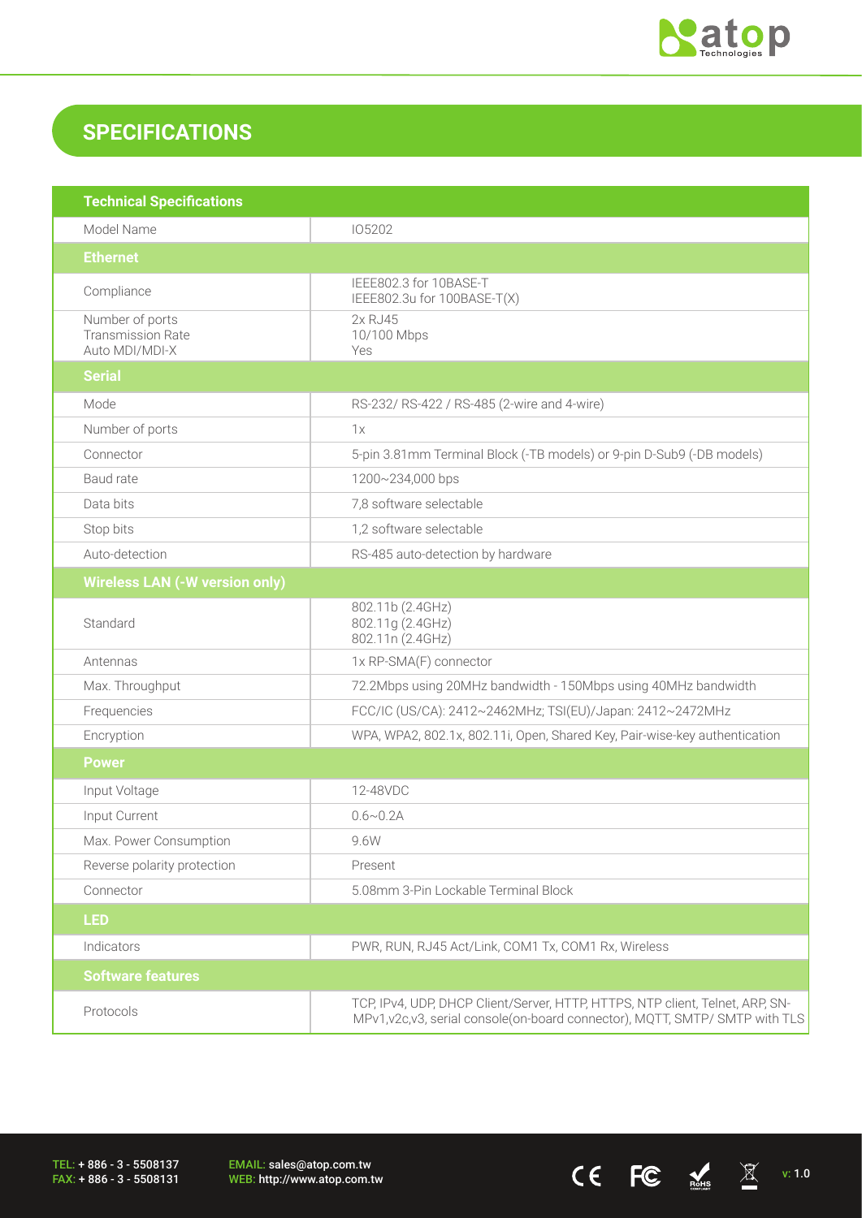## SPECIFICATIONS

| Technical Specifications | |
|---|---|
| Model Name | IO5202 |
| **Ethernet** | |
| Compliance | IEEE802.3 for 10BASE-T<br>IEEE802.3u for 100BASE-T(X) |
| Number of ports<br>Transmission Rate<br>Auto MDI/MDI-X | 2x RJ45<br>10/100 Mbps<br>Yes |
| **Serial** | |
| Mode | RS-232/ RS-422 / RS-485 (2-wire and 4-wire) |
| Number of ports | 1x |
| Connector | 5-pin 3.81mm Terminal Block (-TB models) or 9-pin D-Sub9 (-DB models) |
| Baud rate | 1200~234,000 bps |
| Data bits | 7,8 software selectable |
| Stop bits | 1,2 software selectable |
| Auto-detection | RS-485 auto-detection by hardware |
| **Wireless LAN (-W version only)** | |
| Standard | 802.11b (2.4GHz)<br>802.11g (2.4GHz)<br>802.11n (2.4GHz) |
| Antennas | 1x RP-SMA(F) connector |
| Max. Throughput | 72.2Mbps using 20MHz bandwidth - 150Mbps using 40MHz bandwidth |
| Frequencies | FCC/IC (US/CA): 2412~2462MHz; TSI(EU)/Japan: 2412~2472MHz |
| Encryption | WPA, WPA2, 802.1x, 802.11i, Open, Shared Key, Pair-wise-key authentication |
| **Power** | |
| Input Voltage | 12-48VDC |
| Input Current | 0.6~0.2A |
| Max. Power Consumption | 9.6W |
| Reverse polarity protection | Present |
| Connector | 5.08mm 3-Pin Lockable Terminal Block |
| **LED** | |
| Indicators | PWR, RUN, RJ45 Act/Link, COM1 Tx, COM1 Rx, Wireless |
| **Software features** | |
| Protocols | TCP, IPv4, UDP, DHCP Client/Server, HTTP, HTTPS, NTP client, Telnet, ARP, SN-MPv1,v2c,v3, serial console(on-board connector), MQTT, SMTP/ SMTP with TLS |

TEL: + 886 - 3 - 5508137
FAX: + 886 - 3 - 5508131

EMAIL: sales@atop.com.tw
WEB: http://www.atop.com.tw

v: 1.0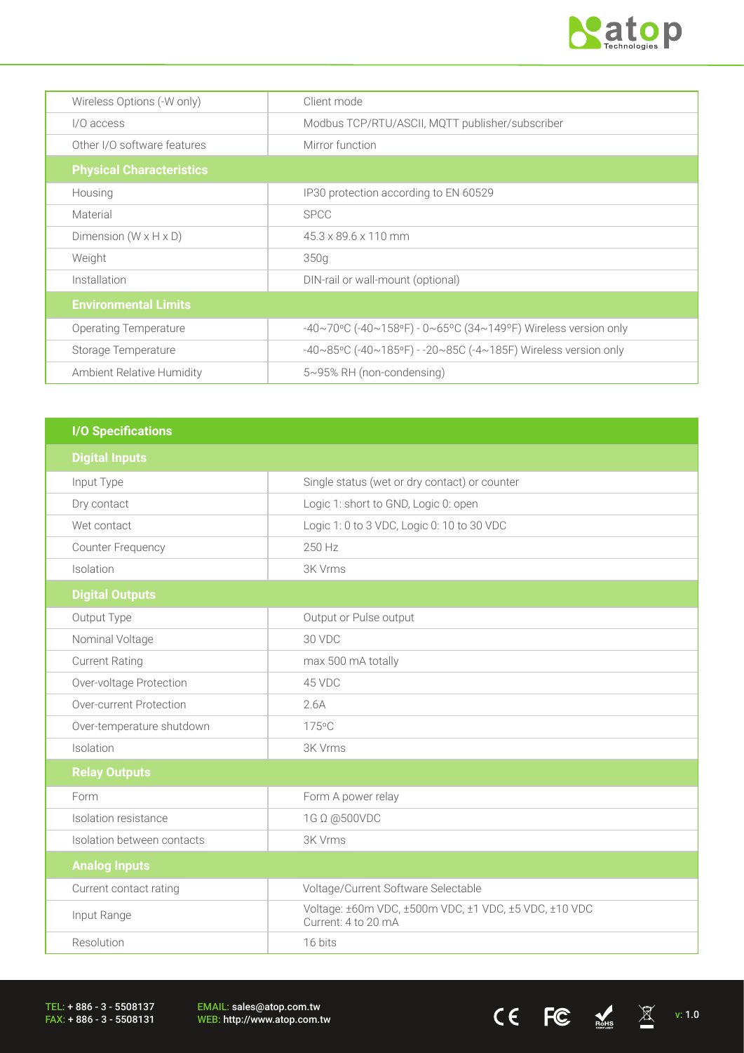| | |
|---|---|
| Wireless Options (-W only) | Client mode |
| I/O access | Modbus TCP/RTU/ASCII, MQTT publisher/subscriber |
| Other I/O software features | Mirror function |
| **Physical Characteristics** | |
| Housing | IP30 protection according to EN 60529 |
| Material | SPCC |
| Dimension (W x H x D) | 45.3 x 89.6 x 110 mm |
| Weight | 350g |
| Installation | DIN-rail or wall-mount (optional) |
| **Environmental Limits** | |
| Operating Temperature | -40~70°C (-40~158°F) - 0~65°C (34~149°F) Wireless version only |
| Storage Temperature | -40~85°C (-40~185°F) - -20~85C (-4~185F) Wireless version only |
| Ambient Relative Humidity | 5~95% RH (non-condensing) |

| **I/O Specifications** | |
|---|---|
| **Digital Inputs** | |
| Input Type | Single status (wet or dry contact) or counter |
| Dry contact | Logic 1: short to GND, Logic 0: open |
| Wet contact | Logic 1: 0 to 3 VDC, Logic 0: 10 to 30 VDC |
| Counter Frequency | 250 Hz |
| Isolation | 3K Vrms |
| **Digital Outputs** | |
| Output Type | Output or Pulse output |
| Nominal Voltage | 30 VDC |
| Current Rating | max 500 mA totally |
| Over-voltage Protection | 45 VDC |
| Over-current Protection | 2.6A |
| Over-temperature shutdown | 175°C |
| Isolation | 3K Vrms |
| **Relay Outputs** | |
| Form | Form A power relay |
| Isolation resistance | 1G Ω @500VDC |
| Isolation between contacts | 3K Vrms |
| **Analog Inputs** | |
| Current contact rating | Voltage/Current Software Selectable |
| Input Range | Voltage: ±60m VDC, ±500m VDC, ±1 VDC, ±5 VDC, ±10 VDC<br>Current: 4 to 20 mA |
| Resolution | 16 bits |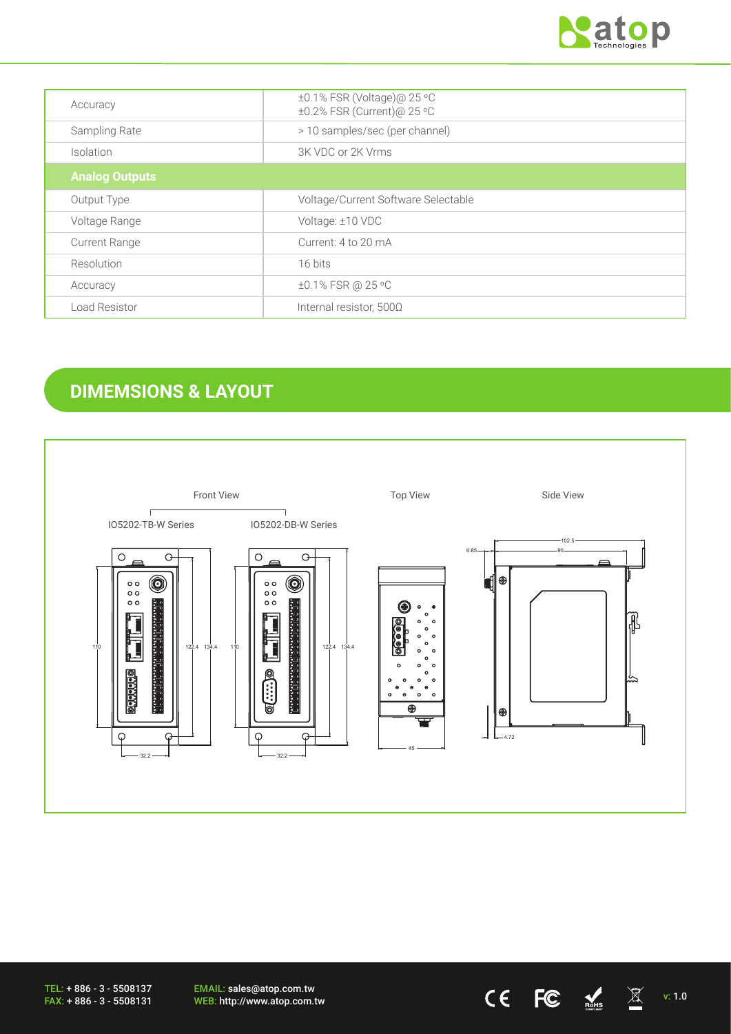| | |
|---|---|
| Accuracy | ±0.1% FSR (Voltage)@ 25 ºC<br>±0.2% FSR (Current)@ 25 ºC |
| Sampling Rate | > 10 samples/sec (per channel) |
| Isolation | 3K VDC or 2K Vrms |
| **Analog Outputs** | |
| Output Type | Voltage/Current Software Selectable |
| Voltage Range | Voltage: ±10 VDC |
| Current Range | Current: 4 to 20 mA |
| Resolution | 16 bits |
| Accuracy | ±0.1% FSR @ 25 ºC |
| Load Resistor | Internal resistor, 500Ω |

## DIMEMSIONS & LAYOUT

Front View

IO5202-TB-W Series

IO5202-DB-W Series

Top View

Side View

110, 122.4, 134.4, 32.2, 45, 102.5, 90, 6.85, 4.72

TEL: + 886 - 3 - 5508137
FAX: + 886 - 3 - 5508131

EMAIL: sales@atop.com.tw
WEB: http://www.atop.com.tw

v: 1.0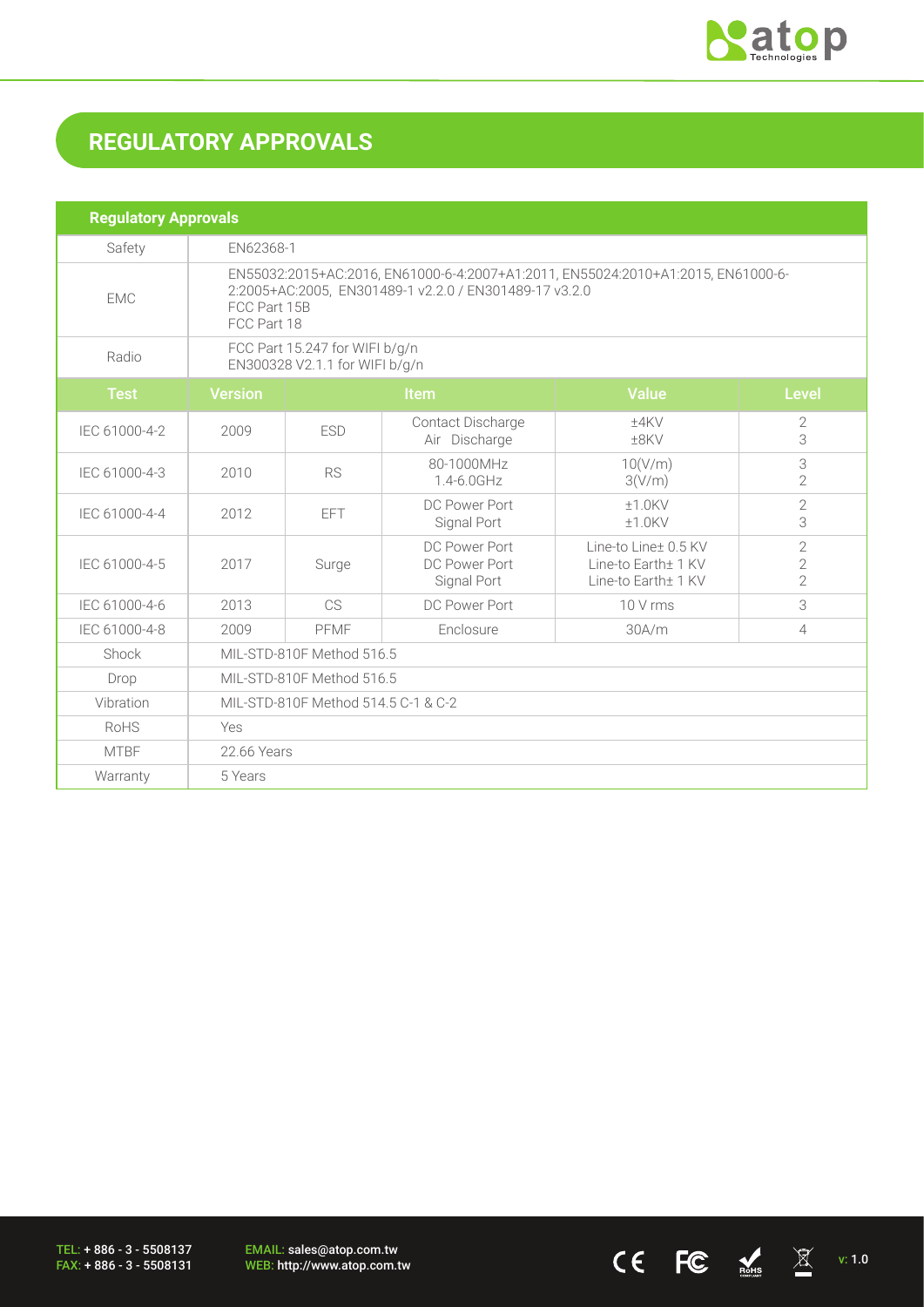## REGULATORY APPROVALS

| Regulatory Approvals | | | | | |
|---|---|---|---|---|---|
| Safety | EN62368-1 | | | | |
| EMC | EN55032:2015+AC:2016, EN61000-6-4:2007+A1:2011, EN55024:2010+A1:2015, EN61000-6-2:2005+AC:2005, EN301489-1 v2.2.0 / EN301489-17 v3.2.0<br>FCC Part 15B<br>FCC Part 18 | | | | |
| Radio | FCC Part 15.247 for WIFI b/g/n<br>EN300328 V2.1.1 for WIFI b/g/n | | | | |
| **Test** | **Version** | | **Item** | **Value** | **Level** |
| IEC 61000-4-2 | 2009 | ESD | Contact Discharge<br>Air Discharge | ±4KV<br>±8KV | 2<br>3 |
| IEC 61000-4-3 | 2010 | RS | 80-1000MHz<br>1.4-6.0GHz | 10(V/m)<br>3(V/m) | 3<br>2 |
| IEC 61000-4-4 | 2012 | EFT | DC Power Port<br>Signal Port | ±1.0KV<br>±1.0KV | 2<br>3 |
| IEC 61000-4-5 | 2017 | Surge | DC Power Port<br>DC Power Port<br>Signal Port | Line-to Line± 0.5 KV<br>Line-to Earth± 1 KV<br>Line-to Earth± 1 KV | 2<br>2<br>2 |
| IEC 61000-4-6 | 2013 | CS | DC Power Port | 10 V rms | 3 |
| IEC 61000-4-8 | 2009 | PFMF | Enclosure | 30A/m | 4 |
| Shock | MIL-STD-810F Method 516.5 | | | | |
| Drop | MIL-STD-810F Method 516.5 | | | | |
| Vibration | MIL-STD-810F Method 514.5 C-1 & C-2 | | | | |
| RoHS | Yes | | | | |
| MTBF | 22.66 Years | | | | |
| Warranty | 5 Years | | | | |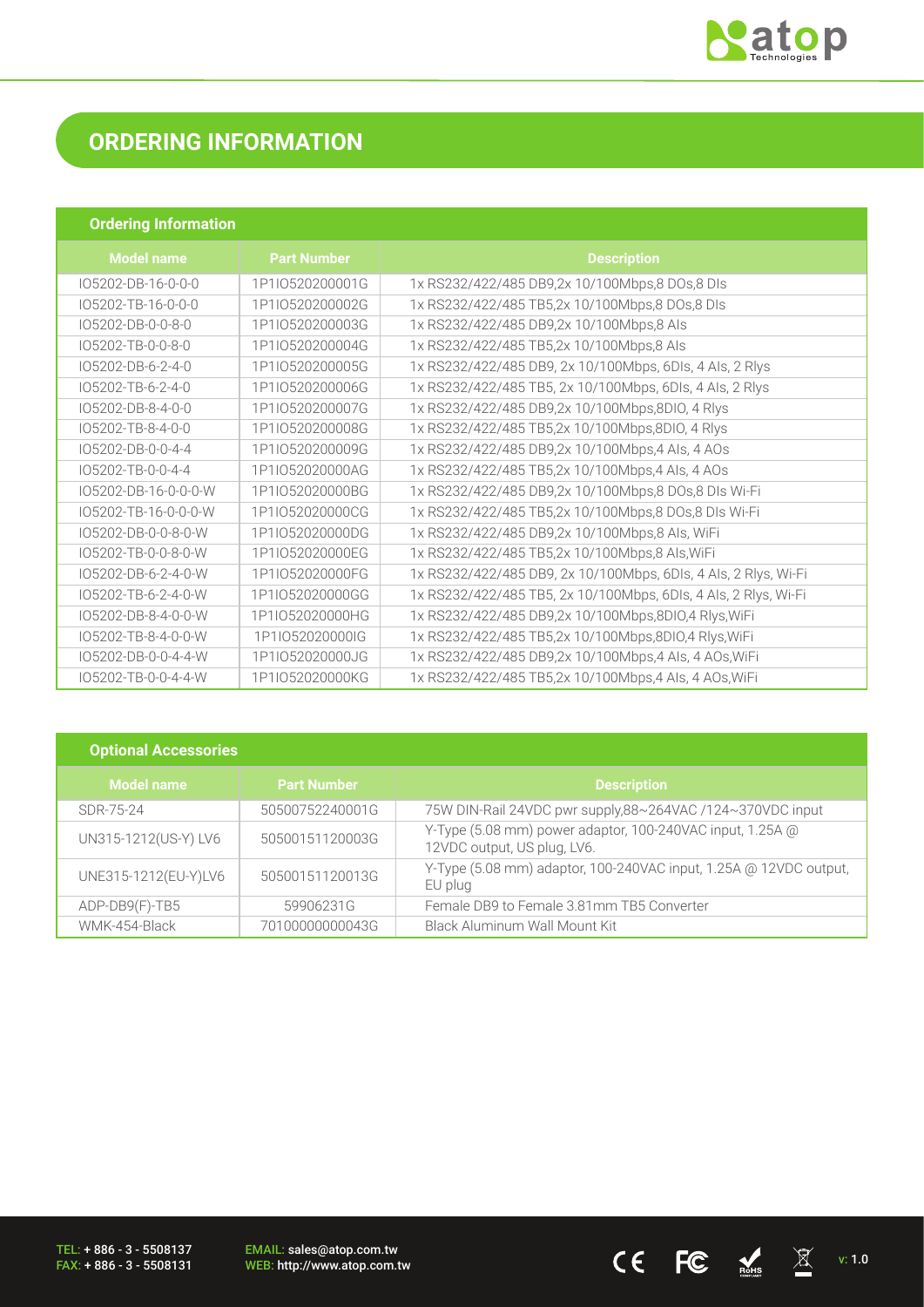# ORDERING INFORMATION

**Ordering Information**

| Model name | Part Number | Description |
|---|---|---|
| IO5202-DB-16-0-0-0 | 1P1IO520200001G | 1x RS232/422/485 DB9,2x 10/100Mbps,8 DOs,8 DIs |
| IO5202-TB-16-0-0-0 | 1P1IO520200002G | 1x RS232/422/485 TB5,2x 10/100Mbps,8 DOs,8 DIs |
| IO5202-DB-0-0-8-0 | 1P1IO520200003G | 1x RS232/422/485 DB9,2x 10/100Mbps,8 AIs |
| IO5202-TB-0-0-8-0 | 1P1IO520200004G | 1x RS232/422/485 TB5,2x 10/100Mbps,8 AIs |
| IO5202-DB-6-2-4-0 | 1P1IO520200005G | 1x RS232/422/485 DB9, 2x 10/100Mbps, 6DIs, 4 AIs, 2 Rlys |
| IO5202-TB-6-2-4-0 | 1P1IO520200006G | 1x RS232/422/485 TB5, 2x 10/100Mbps, 6DIs, 4 AIs, 2 Rlys |
| IO5202-DB-8-4-0-0 | 1P1IO520200007G | 1x RS232/422/485 DB9,2x 10/100Mbps,8DIO, 4 Rlys |
| IO5202-TB-8-4-0-0 | 1P1IO520200008G | 1x RS232/422/485 TB5,2x 10/100Mbps,8DIO, 4 Rlys |
| IO5202-DB-0-0-4-4 | 1P1IO520200009G | 1x RS232/422/485 DB9,2x 10/100Mbps,4 AIs, 4 AOs |
| IO5202-TB-0-0-4-4 | 1P1IO52020000AG | 1x RS232/422/485 TB5,2x 10/100Mbps,4 AIs, 4 AOs |
| IO5202-DB-16-0-0-0-W | 1P1IO52020000BG | 1x RS232/422/485 DB9,2x 10/100Mbps,8 DOs,8 DIs Wi-Fi |
| IO5202-TB-16-0-0-0-W | 1P1IO52020000CG | 1x RS232/422/485 TB5,2x 10/100Mbps,8 DOs,8 DIs Wi-Fi |
| IO5202-DB-0-0-8-0-W | 1P1IO52020000DG | 1x RS232/422/485 DB9,2x 10/100Mbps,8 AIs, WiFi |
| IO5202-TB-0-0-8-0-W | 1P1IO52020000EG | 1x RS232/422/485 TB5,2x 10/100Mbps,8 AIs,WiFi |
| IO5202-DB-6-2-4-0-W | 1P1IO52020000FG | 1x RS232/422/485 DB9, 2x 10/100Mbps, 6DIs, 4 AIs, 2 Rlys, Wi-Fi |
| IO5202-TB-6-2-4-0-W | 1P1IO52020000GG | 1x RS232/422/485 TB5, 2x 10/100Mbps, 6DIs, 4 AIs, 2 Rlys, Wi-Fi |
| IO5202-DB-8-4-0-0-W | 1P1IO52020000HG | 1x RS232/422/485 DB9,2x 10/100Mbps,8DIO,4 Rlys,WiFi |
| IO5202-TB-8-4-0-0-W | 1P1IO52020000IG | 1x RS232/422/485 TB5,2x 10/100Mbps,8DIO,4 Rlys,WiFi |
| IO5202-DB-0-0-4-4-W | 1P1IO52020000JG | 1x RS232/422/485 DB9,2x 10/100Mbps,4 AIs, 4 AOs,WiFi |
| IO5202-TB-0-0-4-4-W | 1P1IO52020000KG | 1x RS232/422/485 TB5,2x 10/100Mbps,4 AIs, 4 AOs,WiFi |

**Optional Accessories**

| Model name | Part Number | Description |
|---|---|---|
| SDR-75-24 | 505007522400001G | 75W DIN-Rail 24VDC pwr supply,88~264VAC /124~370VDC input |
| UN315-1212(US-Y) LV6 | 50500151120003G | Y-Type (5.08 mm) power adaptor, 100-240VAC input, 1.25A @ 12VDC output, US plug, LV6. |
| UNE315-1212(EU-Y)LV6 | 50500151120013G | Y-Type (5.08 mm) adaptor, 100-240VAC input, 1.25A @ 12VDC output, EU plug |
| ADP-DB9(F)-TB5 | 59906231G | Female DB9 to Female 3.81mm TB5 Converter |
| WMK-454-Black | 70100000000043G | Black Aluminum Wall Mount Kit |

TEL: + 886 - 3 - 5508137
FAX: + 886 - 3 - 5508131

EMAIL: sales@atop.com.tw
WEB: http://www.atop.com.tw

v: 1.0